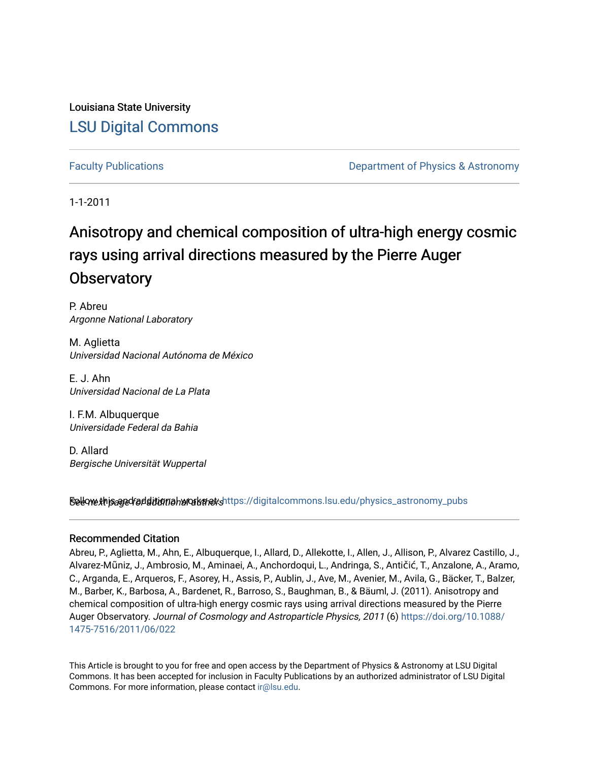Louisiana State University

## LSU Digital Commons

Faculty Publications

Department of Physics & Astronomy

1-1-2011

# Anisotropy and chemical composition of ultra-high energy cosmic rays using arrival directions measured by the Pierre Auger Observatory

P. Abreu
*Argonne National Laboratory*

M. Aglietta
*Universidad Nacional Autónoma de México*

E. J. Ahn
*Universidad Nacional de La Plata*

I. F.M. Albuquerque
*Universidade Federal da Bahia*

D. Allard
*Bergische Universität Wuppertal*

See next page for additional authors

Follow this and additional works at: https://digitalcommons.lsu.edu/physics_astronomy_pubs

### Recommended Citation

Abreu, P., Aglietta, M., Ahn, E., Albuquerque, I., Allard, D., Allekotte, I., Allen, J., Allison, P., Alvarez Castillo, J., Alvarez-Mũniz, J., Ambrosio, M., Aminaei, A., Anchordoqui, L., Andringa, S., Antičić, T., Anzalone, A., Aramo, C., Arganda, E., Arqueros, F., Asorey, H., Assis, P., Aublin, J., Ave, M., Avenier, M., Avila, G., Bäcker, T., Balzer, M., Barber, K., Barbosa, A., Bardenet, R., Barroso, S., Baughman, B., & Bäuml, J. (2011). Anisotropy and chemical composition of ultra-high energy cosmic rays using arrival directions measured by the Pierre Auger Observatory. *Journal of Cosmology and Astroparticle Physics, 2011* (6) https://doi.org/10.1088/1475-7516/2011/06/022

This Article is brought to you for free and open access by the Department of Physics & Astronomy at LSU Digital Commons. It has been accepted for inclusion in Faculty Publications by an authorized administrator of LSU Digital Commons. For more information, please contact ir@lsu.edu.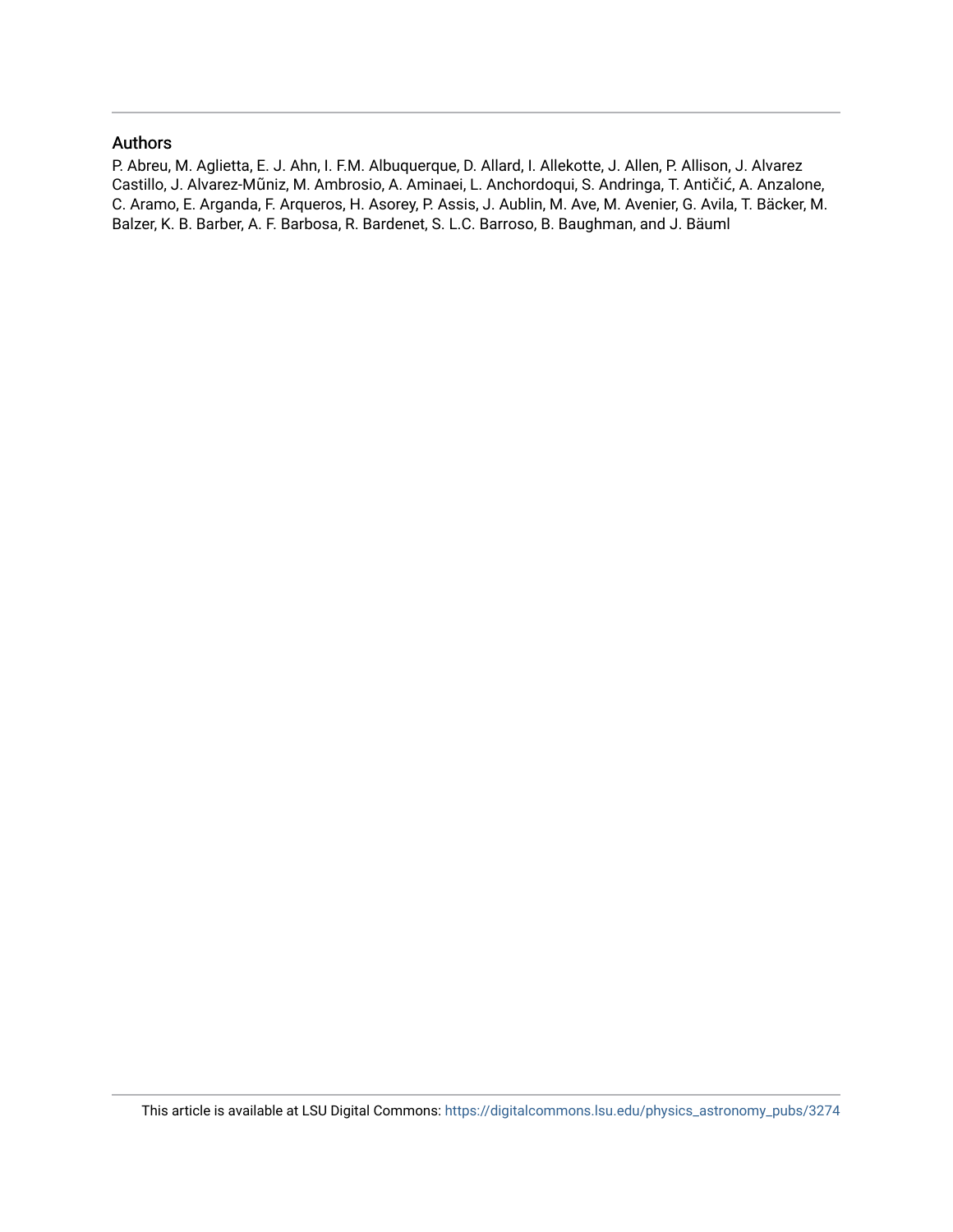## Authors

P. Abreu, M. Aglietta, E. J. Ahn, I. F.M. Albuquerque, D. Allard, I. Allekotte, J. Allen, P. Allison, J. Alvarez Castillo, J. Alvarez-Mũniz, M. Ambrosio, A. Aminaei, L. Anchordoqui, S. Andringa, T. Antičić, A. Anzalone, C. Aramo, E. Arganda, F. Arqueros, H. Asorey, P. Assis, J. Aublin, M. Ave, M. Avenier, G. Avila, T. Bäcker, M. Balzer, K. B. Barber, A. F. Barbosa, R. Bardenet, S. L.C. Barroso, B. Baughman, and J. Bäuml

This article is available at LSU Digital Commons: https://digitalcommons.lsu.edu/physics_astronomy_pubs/3274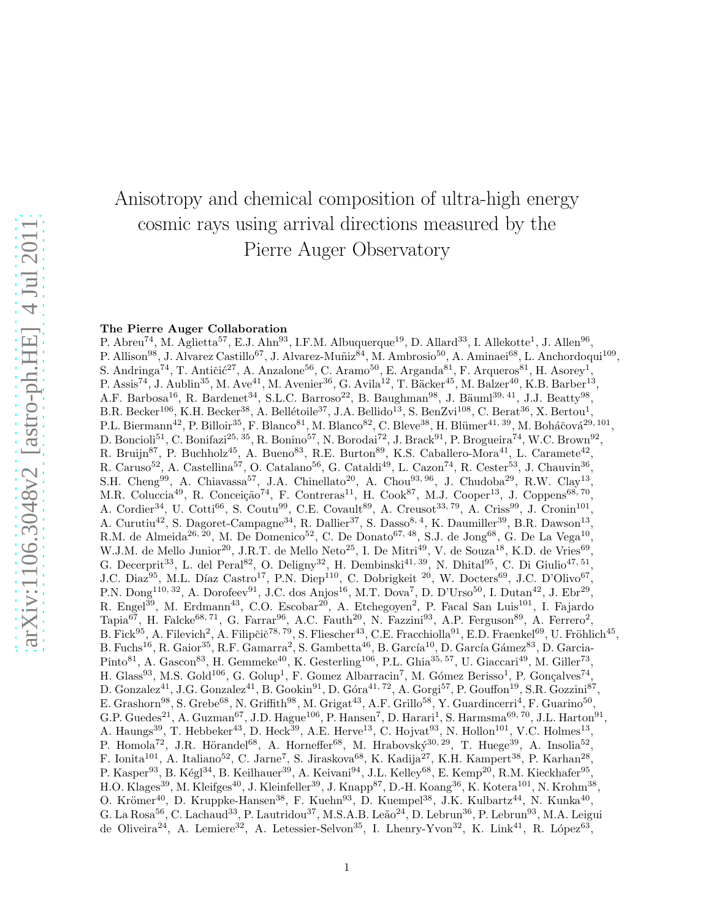# Anisotropy and chemical composition of ultra-high energy cosmic rays using arrival directions measured by the Pierre Auger Observatory

**The Pierre Auger Collaboration**

P. Abreu[74], M. Aglietta[57], E.J. Ahn[93], I.F.M. Albuquerque[19], D. Allard[33], I. Allekotte[1], J. Allen[96], P. Allison[98], J. Alvarez Castillo[67], J. Alvarez-Muñiz[84], M. Ambrosio[50], A. Aminaei[68], L. Anchordoqui[109], S. Andringa[74], T. Antičić[27], A. Anzalone[56], C. Aramo[50], E. Arganda[81], F. Arqueros[81], H. Asorey[1], P. Assis[74], J. Aublin[35], M. Ave[41], M. Avenier[36], G. Avila[12], T. Bäcker[45], M. Balzer[40], K.B. Barber[13], A.F. Barbosa[16], R. Bardenet[34], S.L.C. Barroso[22], B. Baughman[98], J. Bäuml[39, 41], J.J. Beatty[98], B.R. Becker[106], K.H. Becker[38], A. Bellétoile[37], J.A. Bellido[13], S. BenZvi[108], C. Berat[36], X. Bertou[1], P.L. Biermann[42], P. Billoir[35], F. Blanco[81], M. Blanco[82], C. Bleve[38], H. Blümer[41, 39], M. Boháčová[29, 101], D. Boncioli[51], C. Bonifazi[25, 35], R. Bonino[57], N. Borodai[72], J. Brack[91], P. Brogueira[74], W.C. Brown[92], R. Bruijn[87], P. Buchholz[45], A. Bueno[83], R.E. Burton[89], K.S. Caballero-Mora[41], L. Caramete[42], R. Caruso[52], A. Castellina[57], O. Catalano[56], G. Cataldi[49], L. Cazon[74], R. Cester[53], J. Chauvin[36], S.H. Cheng[99], A. Chiavassa[57], J.A. Chinellato[20], A. Chou[93, 96], J. Chudoba[29], R.W. Clay[13], M.R. Coluccia[49], R. Conceição[74], F. Contreras[11], H. Cook[87], M.J. Cooper[13], J. Coppens[68, 70], A. Cordier[34], U. Cotti[66], S. Coutu[99], C.E. Covault[89], A. Creusot[33, 79], A. Criss[99], J. Cronin[101], A. Curutiu[42], S. Dagoret-Campagne[34], R. Dallier[37], S. Dasso[8, 4], K. Daumiller[39], B.R. Dawson[13], R.M. de Almeida[26, 20], M. De Domenico[52], C. De Donato[67, 48], S.J. de Jong[68], G. De La Vega[10], W.J.M. de Mello Junior[20], J.R.T. de Mello Neto[25], I. De Mitri[49], V. de Souza[18], K.D. de Vries[69], G. Decerprit[33], L. del Peral[82], O. Deligny[32], H. Dembinski[41, 39], N. Dhital[95], C. Di Giulio[47, 51], J.C. Diaz[95], M.L. Díaz Castro[17], P.N. Diep[110], C. Dobrigkeit [20], W. Docters[69], J.C. D'Olivo[67], P.N. Dong[110, 32], A. Dorofeev[91], J.C. dos Anjos[16], M.T. Dova[7], D. D'Urso[50], I. Dutan[42], J. Ebr[29], R. Engel[39], M. Erdmann[43], C.O. Escobar[20], A. Etchegoyen[2], P. Facal San Luis[101], I. Fajardo Tapia[67], H. Falcke[68, 71], G. Farrar[96], A.C. Fauth[20], N. Fazzini[93], A.P. Ferguson[89], A. Ferrero[2], B. Fick[95], A. Filevich[2], A. Filipčič[78, 79], S. Fliescher[43], C.E. Fracchiolla[91], E.D. Fraenkel[69], U. Fröhlich[45], B. Fuchs[16], R. Gaior[35], R.F. Gamarra[2], S. Gambetta[46], B. García[10], D. García Gámez[83], D. Garcia-Pinto[81], A. Gascon[83], H. Gemmeke[40], K. Gesterling[106], P.L. Ghia[35, 57], U. Giaccari[49], M. Giller[73], H. Glass[93], M.S. Gold[106], G. Golup[1], F. Gomez Albarracin[7], M. Gómez Berisso[1], P. Gonçalves[74], D. Gonzalez[41], J.G. Gonzalez[41], B. Gookin[91], D. Góra[41, 72], A. Gorgi[57], P. Gouffon[19], S.R. Gozzini[87], E. Grashorn[98], S. Grebe[68], N. Griffith[98], M. Grigat[43], A.F. Grillo[58], Y. Guardincerri[4], F. Guarino[50], G.P. Guedes[21], A. Guzman[67], J.D. Hague[106], P. Hansen[7], D. Harari[1], S. Harmsma[69, 70], J.L. Harton[91], A. Haungs[39], T. Hebbeker[43], D. Heck[39], A.E. Herve[13], C. Hojvat[93], N. Hollon[101], V.C. Holmes[13], P. Homola[72], J.R. Hörandel[68], A. Horneffer[68], M. Hrabovský[30, 29], T. Huege[39], A. Insolia[52], F. Ionita[101], A. Italiano[52], C. Jarne[7], S. Jiraskova[68], K. Kadija[27], K.H. Kampert[38], P. Karhan[28], P. Kasper[93], B. Kégl[34], B. Keilhauer[39], A. Keivani[94], J.L. Kelley[68], E. Kemp[20], R.M. Kieckhafer[95], H.O. Klages[39], M. Kleifges[40], J. Kleinfeller[39], J. Knapp[87], D.-H. Koang[36], K. Kotera[101], N. Krohm[38], O. Krömer[40], D. Kruppke-Hansen[38], F. Kuehn[93], D. Kuempel[38], J.K. Kulbartz[44], N. Kunka[40], G. La Rosa[56], C. Lachaud[33], P. Lautridou[37], M.S.A.B. Leão[24], D. Lebrun[36], P. Lebrun[93], M.A. Leigui de Oliveira[24], A. Lemiere[32], A. Letessier-Selvon[35], I. Lhenry-Yvon[32], K. Link[41], R. López[63],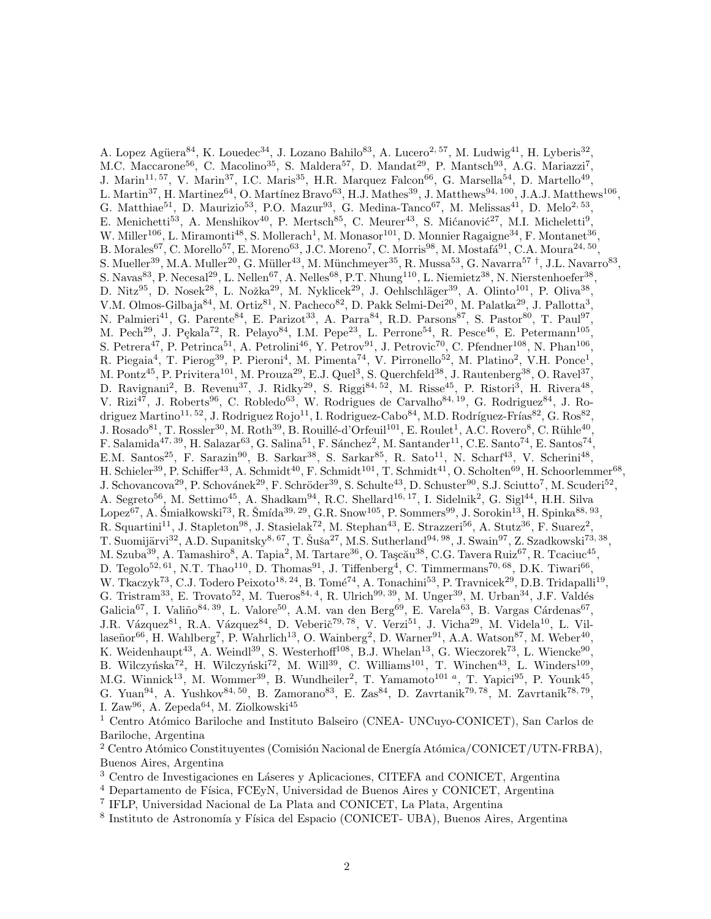A. Lopez Agüera[84], K. Louedec[34], J. Lozano Bahilo[83], A. Lucero[2, 57], M. Ludwig[41], H. Lyberis[32], M.C. Maccarone[56], C. Macolino[35], S. Maldera[57], D. Mandat[29], P. Mantsch[93], A.G. Mariazzi[7], J. Marin[11, 57], V. Marin[37], I.C. Maris[35], H.R. Marquez Falcon[66], G. Marsella[54], D. Martello[49], L. Martin[37], H. Martinez[64], O. Martínez Bravo[63], H.J. Mathes[39], J. Matthews[94, 100], J.A.J. Matthews[106], G. Matthiae[51], D. Maurizio[53], P.O. Mazur[93], G. Medina-Tanco[67], M. Melissas[41], D. Melo[2, 53], E. Menichetti[53], A. Menshikov[40], P. Mertsch[85], C. Meurer[43], S. Mićanović[27], M.I. Micheletti[9], W. Miller[106], L. Miramonti[48], S. Mollerach[1], M. Monasor[101], D. Monnier Ragaigne[34], F. Montanet[36], B. Morales[67], C. Morello[57], E. Moreno[63], J.C. Moreno[7], C. Morris[98], M. Mostafá[91], C.A. Moura[24, 50], S. Mueller[39], M.A. Muller[20], G. Müller[43], M. Münchmeyer[35], R. Mussa[53], G. Navarra[57 †], J.L. Navarro[83], S. Navas[83], P. Necesal[29], L. Nellen[67], A. Nelles[68], P.T. Nhung[110], L. Niemietz[38], N. Nierstenhoefer[38], D. Nitz[95], D. Nosek[28], L. Nožka[29], M. Nyklicek[29], J. Oehlschläger[39], A. Olinto[101], P. Oliva[38], V.M. Olmos-Gilbaja[84], M. Ortiz[81], N. Pacheco[82], D. Pakk Selmi-Dei[20], M. Palatka[29], J. Pallotta[3], N. Palmieri[41], G. Parente[84], E. Parizot[33], A. Parra[84], R.D. Parsons[87], S. Pastor[80], T. Paul[97], M. Pech[29], J. Pękala[72], R. Pelayo[84], I.M. Pepe[23], L. Perrone[54], R. Pesce[46], E. Petermann[105], S. Petrera[47], P. Petrinca[51], A. Petrolini[46], Y. Petrov[91], J. Petrovic[70], C. Pfendner[108], N. Phan[106], R. Piegaia[4], T. Pierog[39], P. Pieroni[4], M. Pimenta[74], V. Pirronello[52], M. Platino[2], V.H. Ponce[1], M. Pontz[45], P. Privitera[101], M. Prouza[29], E.J. Quel[3], S. Querchfeld[38], J. Rautenberg[38], O. Ravel[37], D. Ravignani[2], B. Revenu[37], J. Ridky[29], S. Riggi[84, 52], M. Risse[45], P. Ristori[3], H. Rivera[48], V. Rizi[47], J. Roberts[96], C. Robledo[63], W. Rodrigues de Carvalho[84, 19], G. Rodriguez[84], J. Rodriguez Martino[11, 52], J. Rodriguez Rojo[11], I. Rodriguez-Cabo[84], M.D. Rodríguez-Frías[82], G. Ros[82], J. Rosado[81], T. Rossler[30], M. Roth[39], B. Rouillé-d'Orfeuil[101], E. Roulet[1], A.C. Rovero[8], C. Rühle[40], F. Salamida[47, 39], H. Salazar[63], G. Salina[51], F. Sánchez[2], M. Santander[11], C.E. Santo[74], E. Santos[74], E.M. Santos[25], F. Sarazin[90], B. Sarkar[38], S. Sarkar[85], R. Sato[11], N. Scharf[43], V. Scherini[48], H. Schieler[39], P. Schiffer[43], A. Schmidt[40], F. Schmidt[101], T. Schmidt[41], O. Scholten[69], H. Schoorlemmer[68], J. Schovancova[29], P. Schovánek[29], F. Schröder[39], S. Schulte[43], D. Schuster[90], S.J. Sciutto[7], M. Scuderi[52], A. Segreto[56], M. Settimo[45], A. Shadkam[94], R.C. Shellard[16, 17], I. Sidelnik[2], G. Sigl[44], H.H. Silva Lopez[67], A. Śmiałkowski[73], R. Šmída[39, 29], G.R. Snow[105], P. Sommers[99], J. Sorokin[13], H. Spinka[88, 93], R. Squartini[11], J. Stapleton[98], J. Stasielak[72], M. Stephan[43], E. Strazzeri[56], A. Stutz[36], F. Suarez[2], T. Suomijärvi[32], A.D. Supanitsky[8, 67], T. Šuša[27], M.S. Sutherland[94, 98], J. Swain[97], Z. Szadkowski[73, 38], M. Szuba[39], A. Tamashiro[8], A. Tapia[2], M. Tartare[36], O. Taşcău[38], C.G. Tavera Ruiz[67], R. Tcaciuc[45], D. Tegolo[52, 61], N.T. Thao[110], D. Thomas[91], J. Tiffenberg[4], C. Timmermans[70, 68], D.K. Tiwari[66], W. Tkaczyk[73], C.J. Todero Peixoto[18, 24], B. Tomé[74], A. Tonachini[53], P. Travnicek[29], D.B. Tridapalli[19], G. Tristram[33], E. Trovato[52], M. Tueros[84, 4], R. Ulrich[99, 39], M. Unger[39], M. Urban[34], J.F. Valdés Galicia[67], I. Valiño[84, 39], L. Valore[50], A.M. van den Berg[69], E. Varela[63], B. Vargas Cárdenas[67], J.R. Vázquez[81], R.A. Vázquez[84], D. Veberič[79, 78], V. Verzi[51], J. Vicha[29], M. Videla[10], L. Villaseñor[66], H. Wahlberg[7], P. Wahrlich[13], O. Wainberg[2], D. Warner[91], A.A. Watson[87], M. Weber[40], K. Weidenhaupt[43], A. Weindl[39], S. Westerhoff[108], B.J. Whelan[13], G. Wieczorek[73], L. Wiencke[90], B. Wilczyńska[72], H. Wilczyński[72], M. Will[39], C. Williams[101], T. Winchen[43], L. Winders[109], M.G. Winnick[13], M. Wommer[39], B. Wundheiler[2], T. Yamamoto[101 a], T. Yapici[95], P. Younk[45], G. Yuan[94], A. Yushkov[84, 50], B. Zamorano[83], E. Zas[84], D. Zavrtanik[79, 78], M. Zavrtanik[78, 79], I. Zaw[96], A. Zepeda[64], M. Ziolkowski[45]

[1] Centro Atómico Bariloche and Instituto Balseiro (CNEA- UNCuyo-CONICET), San Carlos de Bariloche, Argentina

[2] Centro Atómico Constituyentes (Comisión Nacional de Energía Atómica/CONICET/UTN-FRBA), Buenos Aires, Argentina

[3] Centro de Investigaciones en Láseres y Aplicaciones, CITEFA and CONICET, Argentina

[4] Departamento de Física, FCEyN, Universidad de Buenos Aires y CONICET, Argentina

[7] IFLP, Universidad Nacional de La Plata and CONICET, La Plata, Argentina

[8] Instituto de Astronomía y Física del Espacio (CONICET- UBA), Buenos Aires, Argentina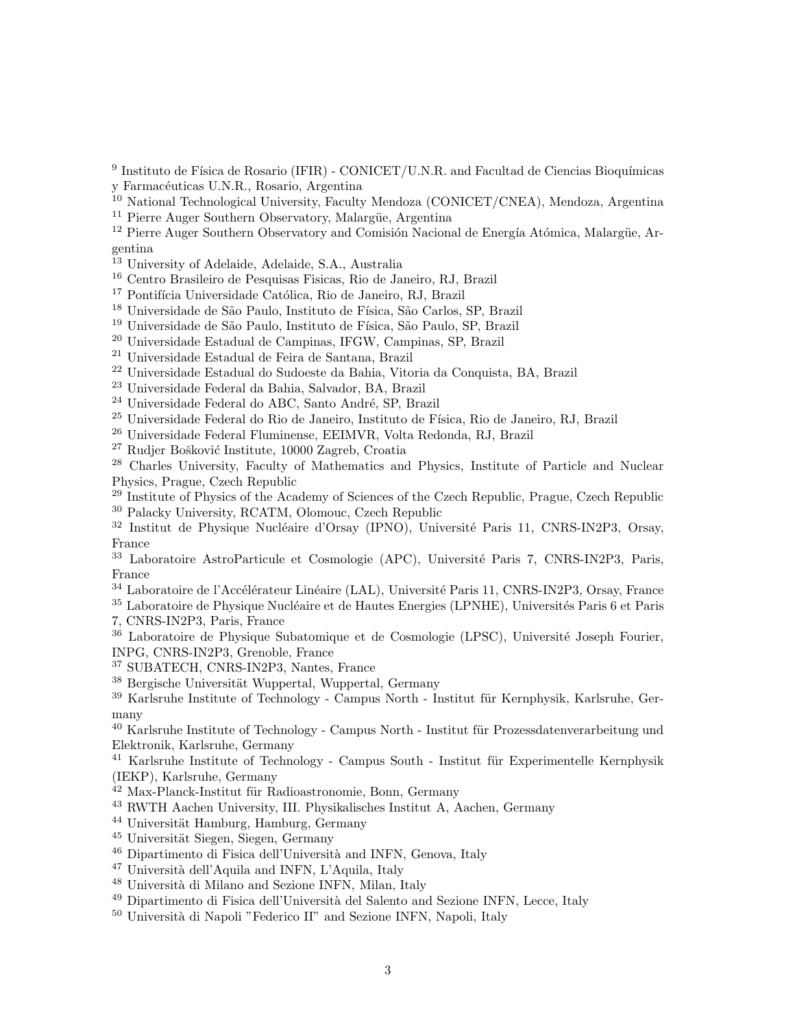[9] Instituto de Física de Rosario (IFIR) - CONICET/U.N.R. and Facultad de Ciencias Bioquímicas y Farmacéuticas U.N.R., Rosario, Argentina

[10] National Technological University, Faculty Mendoza (CONICET/CNEA), Mendoza, Argentina

[11] Pierre Auger Southern Observatory, Malargüe, Argentina

[12] Pierre Auger Southern Observatory and Comisión Nacional de Energía Atómica, Malargüe, Argentina

[13] University of Adelaide, Adelaide, S.A., Australia

[16] Centro Brasileiro de Pesquisas Fisicas, Rio de Janeiro, RJ, Brazil

[17] Pontifícia Universidade Católica, Rio de Janeiro, RJ, Brazil

[18] Universidade de São Paulo, Instituto de Física, São Carlos, SP, Brazil

[19] Universidade de São Paulo, Instituto de Física, São Paulo, SP, Brazil

[20] Universidade Estadual de Campinas, IFGW, Campinas, SP, Brazil

[21] Universidade Estadual de Feira de Santana, Brazil

[22] Universidade Estadual do Sudoeste da Bahia, Vitoria da Conquista, BA, Brazil

[23] Universidade Federal da Bahia, Salvador, BA, Brazil

[24] Universidade Federal do ABC, Santo André, SP, Brazil

[25] Universidade Federal do Rio de Janeiro, Instituto de Física, Rio de Janeiro, RJ, Brazil

[26] Universidade Federal Fluminense, EEIMVR, Volta Redonda, RJ, Brazil

[27] Rudjer Bošković Institute, 10000 Zagreb, Croatia

[28] Charles University, Faculty of Mathematics and Physics, Institute of Particle and Nuclear Physics, Prague, Czech Republic

[29] Institute of Physics of the Academy of Sciences of the Czech Republic, Prague, Czech Republic

[30] Palacky University, RCATM, Olomouc, Czech Republic

[32] Institut de Physique Nucléaire d'Orsay (IPNO), Université Paris 11, CNRS-IN2P3, Orsay, France

[33] Laboratoire AstroParticule et Cosmologie (APC), Université Paris 7, CNRS-IN2P3, Paris, France

[34] Laboratoire de l'Accélérateur Linéaire (LAL), Université Paris 11, CNRS-IN2P3, Orsay, France

[35] Laboratoire de Physique Nucléaire et de Hautes Energies (LPNHE), Universités Paris 6 et Paris 7, CNRS-IN2P3, Paris, France

[36] Laboratoire de Physique Subatomique et de Cosmologie (LPSC), Université Joseph Fourier, INPG, CNRS-IN2P3, Grenoble, France

[37] SUBATECH, CNRS-IN2P3, Nantes, France

[38] Bergische Universität Wuppertal, Wuppertal, Germany

[39] Karlsruhe Institute of Technology - Campus North - Institut für Kernphysik, Karlsruhe, Germany

[40] Karlsruhe Institute of Technology - Campus North - Institut für Prozessdatenverarbeitung und Elektronik, Karlsruhe, Germany

[41] Karlsruhe Institute of Technology - Campus South - Institut für Experimentelle Kernphysik (IEKP), Karlsruhe, Germany

[42] Max-Planck-Institut für Radioastronomie, Bonn, Germany

[43] RWTH Aachen University, III. Physikalisches Institut A, Aachen, Germany

[44] Universität Hamburg, Hamburg, Germany

[45] Universität Siegen, Siegen, Germany

[46] Dipartimento di Fisica dell'Università and INFN, Genova, Italy

[47] Università dell'Aquila and INFN, L'Aquila, Italy

[48] Università di Milano and Sezione INFN, Milan, Italy

[49] Dipartimento di Fisica dell'Università del Salento and Sezione INFN, Lecce, Italy

[50] Università di Napoli "Federico II" and Sezione INFN, Napoli, Italy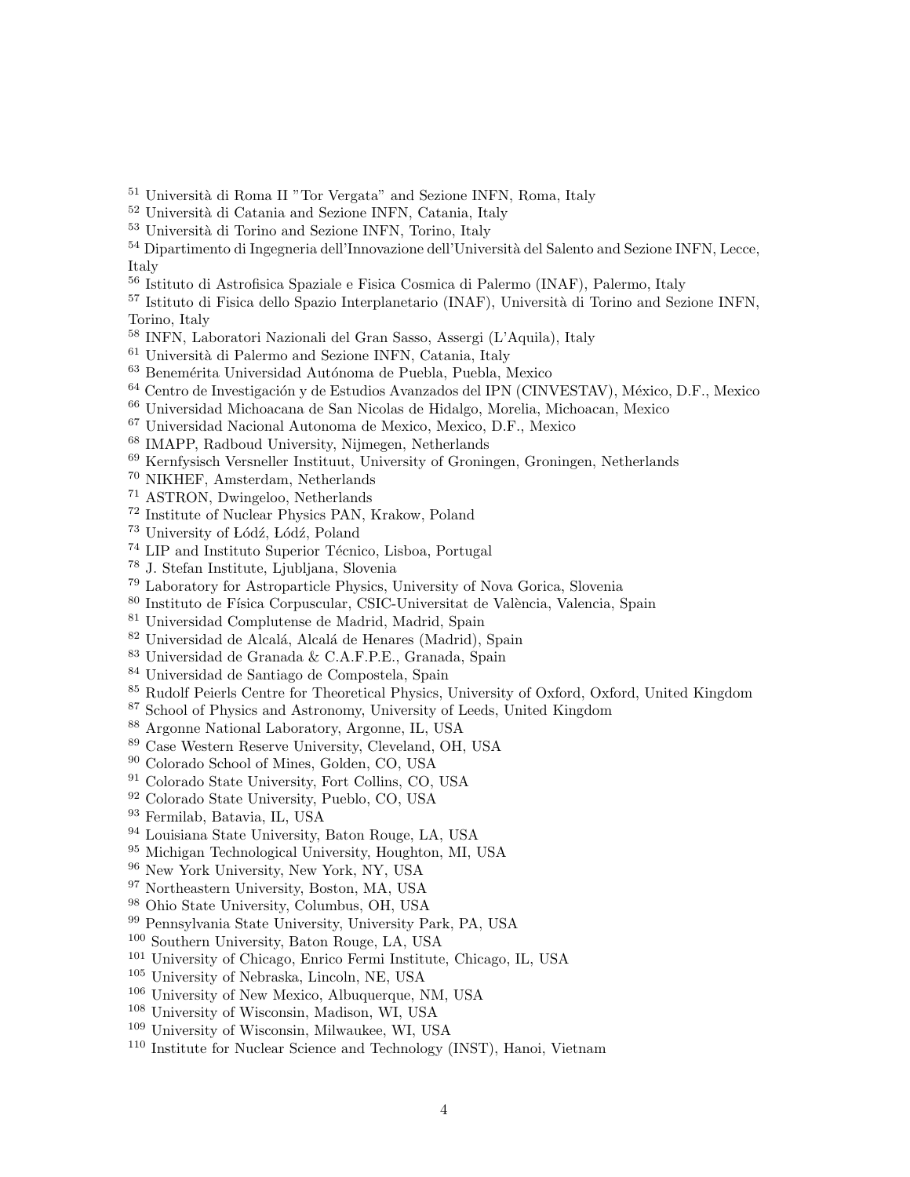[51] Università di Roma II "Tor Vergata" and Sezione INFN, Roma, Italy
[52] Università di Catania and Sezione INFN, Catania, Italy
[53] Università di Torino and Sezione INFN, Torino, Italy
[54] Dipartimento di Ingegneria dell'Innovazione dell'Università del Salento and Sezione INFN, Lecce, Italy
[56] Istituto di Astrofisica Spaziale e Fisica Cosmica di Palermo (INAF), Palermo, Italy
[57] Istituto di Fisica dello Spazio Interplanetario (INAF), Università di Torino and Sezione INFN, Torino, Italy
[58] INFN, Laboratori Nazionali del Gran Sasso, Assergi (L'Aquila), Italy
[61] Università di Palermo and Sezione INFN, Catania, Italy
[63] Benemérita Universidad Autónoma de Puebla, Puebla, Mexico
[64] Centro de Investigación y de Estudios Avanzados del IPN (CINVESTAV), México, D.F., Mexico
[66] Universidad Michoacana de San Nicolas de Hidalgo, Morelia, Michoacan, Mexico
[67] Universidad Nacional Autonoma de Mexico, Mexico, D.F., Mexico
[68] IMAPP, Radboud University, Nijmegen, Netherlands
[69] Kernfysisch Versneller Instituut, University of Groningen, Groningen, Netherlands
[70] NIKHEF, Amsterdam, Netherlands
[71] ASTRON, Dwingeloo, Netherlands
[72] Institute of Nuclear Physics PAN, Krakow, Poland
[73] University of Łódź, Łódź, Poland
[74] LIP and Instituto Superior Técnico, Lisboa, Portugal
[78] J. Stefan Institute, Ljubljana, Slovenia
[79] Laboratory for Astroparticle Physics, University of Nova Gorica, Slovenia
[80] Instituto de Física Corpuscular, CSIC-Universitat de València, Valencia, Spain
[81] Universidad Complutense de Madrid, Madrid, Spain
[82] Universidad de Alcalá, Alcalá de Henares (Madrid), Spain
[83] Universidad de Granada & C.A.F.P.E., Granada, Spain
[84] Universidad de Santiago de Compostela, Spain
[85] Rudolf Peierls Centre for Theoretical Physics, University of Oxford, Oxford, United Kingdom
[87] School of Physics and Astronomy, University of Leeds, United Kingdom
[88] Argonne National Laboratory, Argonne, IL, USA
[89] Case Western Reserve University, Cleveland, OH, USA
[90] Colorado School of Mines, Golden, CO, USA
[91] Colorado State University, Fort Collins, CO, USA
[92] Colorado State University, Pueblo, CO, USA
[93] Fermilab, Batavia, IL, USA
[94] Louisiana State University, Baton Rouge, LA, USA
[95] Michigan Technological University, Houghton, MI, USA
[96] New York University, New York, NY, USA
[97] Northeastern University, Boston, MA, USA
[98] Ohio State University, Columbus, OH, USA
[99] Pennsylvania State University, University Park, PA, USA
[100] Southern University, Baton Rouge, LA, USA
[101] University of Chicago, Enrico Fermi Institute, Chicago, IL, USA
[105] University of Nebraska, Lincoln, NE, USA
[106] University of New Mexico, Albuquerque, NM, USA
[108] University of Wisconsin, Madison, WI, USA
[109] University of Wisconsin, Milwaukee, WI, USA
[110] Institute for Nuclear Science and Technology (INST), Hanoi, Vietnam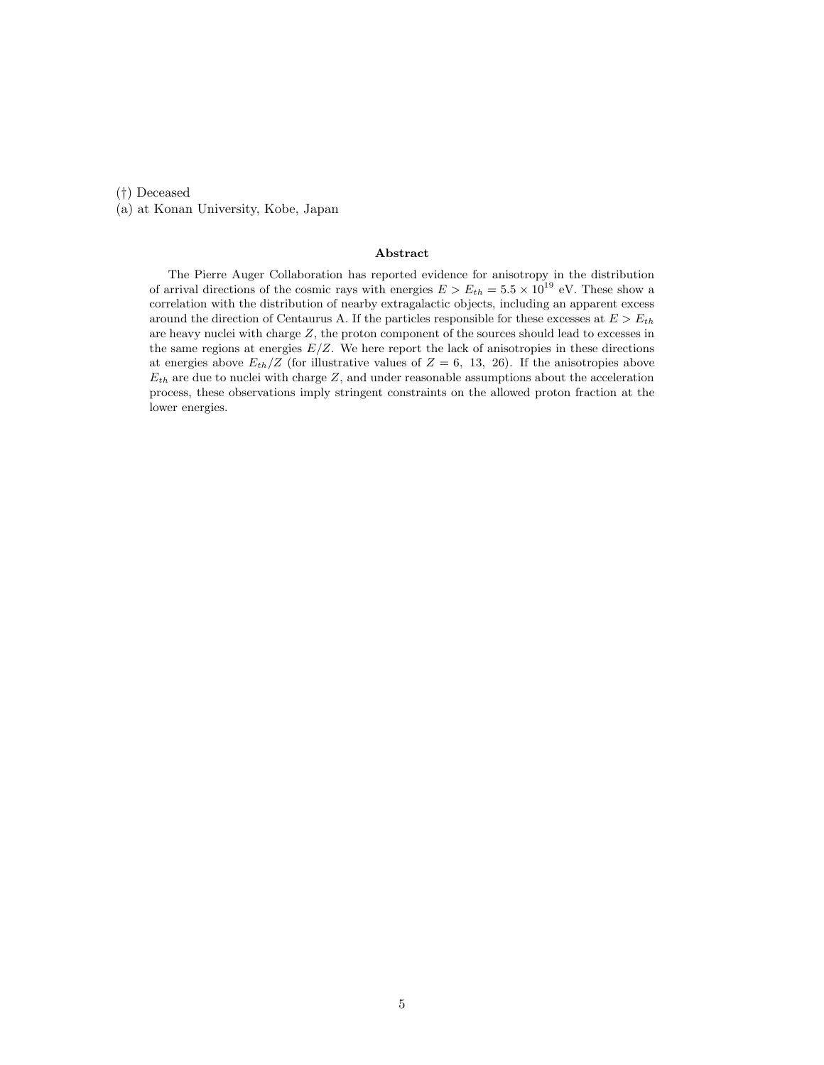(†) Deceased

(a) at Konan University, Kobe, Japan

**Abstract**

The Pierre Auger Collaboration has reported evidence for anisotropy in the distribution of arrival directions of the cosmic rays with energies $E > E_{th} = 5.5 \times 10^{19}$ eV. These show a correlation with the distribution of nearby extragalactic objects, including an apparent excess around the direction of Centaurus A. If the particles responsible for these excesses at $E > E_{th}$ are heavy nuclei with charge $Z$, the proton component of the sources should lead to excesses in the same regions at energies $E/Z$. We here report the lack of anisotropies in these directions at energies above $E_{th}/Z$ (for illustrative values of $Z = 6,\ 13,\ 26$). If the anisotropies above $E_{th}$ are due to nuclei with charge $Z$, and under reasonable assumptions about the acceleration process, these observations imply stringent constraints on the allowed proton fraction at the lower energies.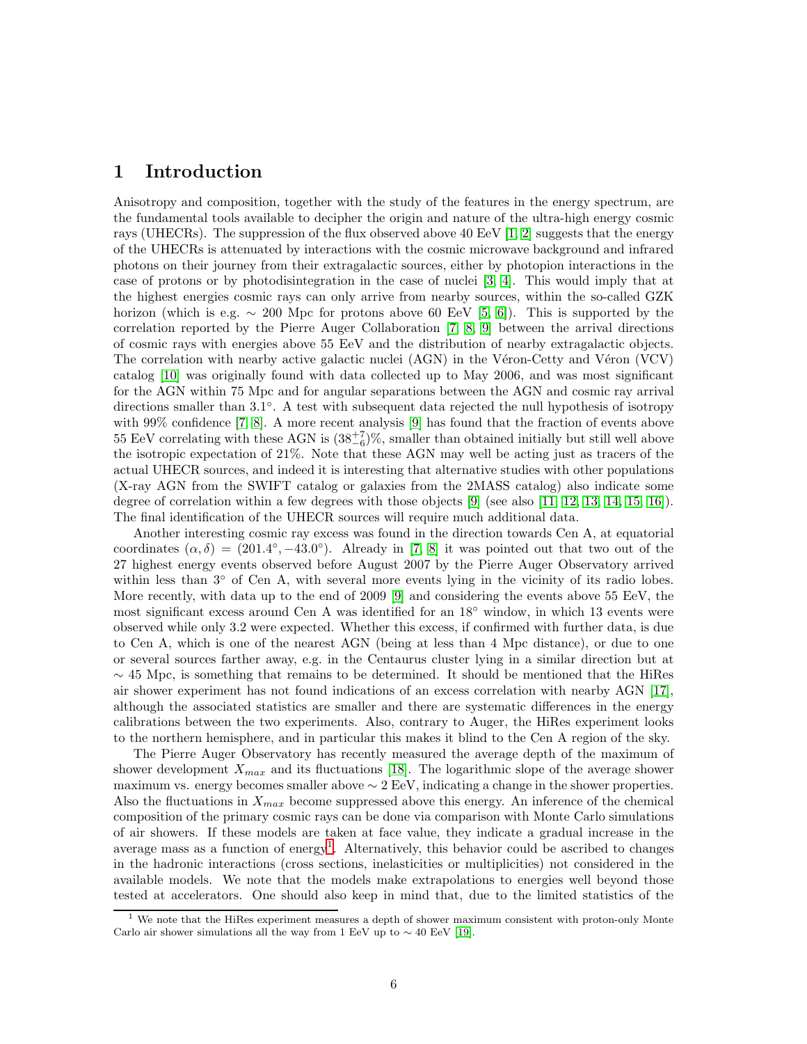# 1 Introduction

Anisotropy and composition, together with the study of the features in the energy spectrum, are the fundamental tools available to decipher the origin and nature of the ultra-high energy cosmic rays (UHECRs). The suppression of the flux observed above 40 EeV [1, 2] suggests that the energy of the UHECRs is attenuated by interactions with the cosmic microwave background and infrared photons on their journey from their extragalactic sources, either by photopion interactions in the case of protons or by photodisintegration in the case of nuclei [3, 4]. This would imply that at the highest energies cosmic rays can only arrive from nearby sources, within the so-called GZK horizon (which is e.g. $\sim$ 200 Mpc for protons above 60 EeV [5, 6]). This is supported by the correlation reported by the Pierre Auger Collaboration [7, 8, 9] between the arrival directions of cosmic rays with energies above 55 EeV and the distribution of nearby extragalactic objects. The correlation with nearby active galactic nuclei (AGN) in the Véron-Cetty and Véron (VCV) catalog [10] was originally found with data collected up to May 2006, and was most significant for the AGN within 75 Mpc and for angular separations between the AGN and cosmic ray arrival directions smaller than 3.1°. A test with subsequent data rejected the null hypothesis of isotropy with 99% confidence [7, 8]. A more recent analysis [9] has found that the fraction of events above 55 EeV correlating with these AGN is $(38^{+7}_{-6})$%, smaller than obtained initially but still well above the isotropic expectation of 21%. Note that these AGN may well be acting just as tracers of the actual UHECR sources, and indeed it is interesting that alternative studies with other populations (X-ray AGN from the SWIFT catalog or galaxies from the 2MASS catalog) also indicate some degree of correlation within a few degrees with those objects [9] (see also [11, 12, 13, 14, 15, 16]). The final identification of the UHECR sources will require much additional data.

Another interesting cosmic ray excess was found in the direction towards Cen A, at equatorial coordinates $(\alpha, \delta) = (201.4°, -43.0°)$. Already in [7, 8] it was pointed out that two out of the 27 highest energy events observed before August 2007 by the Pierre Auger Observatory arrived within less than 3° of Cen A, with several more events lying in the vicinity of its radio lobes. More recently, with data up to the end of 2009 [9] and considering the events above 55 EeV, the most significant excess around Cen A was identified for an 18° window, in which 13 events were observed while only 3.2 were expected. Whether this excess, if confirmed with further data, is due to Cen A, which is one of the nearest AGN (being at less than 4 Mpc distance), or due to one or several sources farther away, e.g. in the Centaurus cluster lying in a similar direction but at $\sim$ 45 Mpc, is something that remains to be determined. It should be mentioned that the HiRes air shower experiment has not found indications of an excess correlation with nearby AGN [17], although the associated statistics are smaller and there are systematic differences in the energy calibrations between the two experiments. Also, contrary to Auger, the HiRes experiment looks to the northern hemisphere, and in particular this makes it blind to the Cen A region of the sky.

The Pierre Auger Observatory has recently measured the average depth of the maximum of shower development $X_{max}$ and its fluctuations [18]. The logarithmic slope of the average shower maximum vs. energy becomes smaller above $\sim$ 2 EeV, indicating a change in the shower properties. Also the fluctuations in $X_{max}$ become suppressed above this energy. An inference of the chemical composition of the primary cosmic rays can be done via comparison with Monte Carlo simulations of air showers. If these models are taken at face value, they indicate a gradual increase in the average mass as a function of energy[1]. Alternatively, this behavior could be ascribed to changes in the hadronic interactions (cross sections, inelasticities or multiplicities) not considered in the available models. We note that the models make extrapolations to energies well beyond those tested at accelerators. One should also keep in mind that, due to the limited statistics of the

[1] We note that the HiRes experiment measures a depth of shower maximum consistent with proton-only Monte Carlo air shower simulations all the way from 1 EeV up to $\sim$ 40 EeV [19].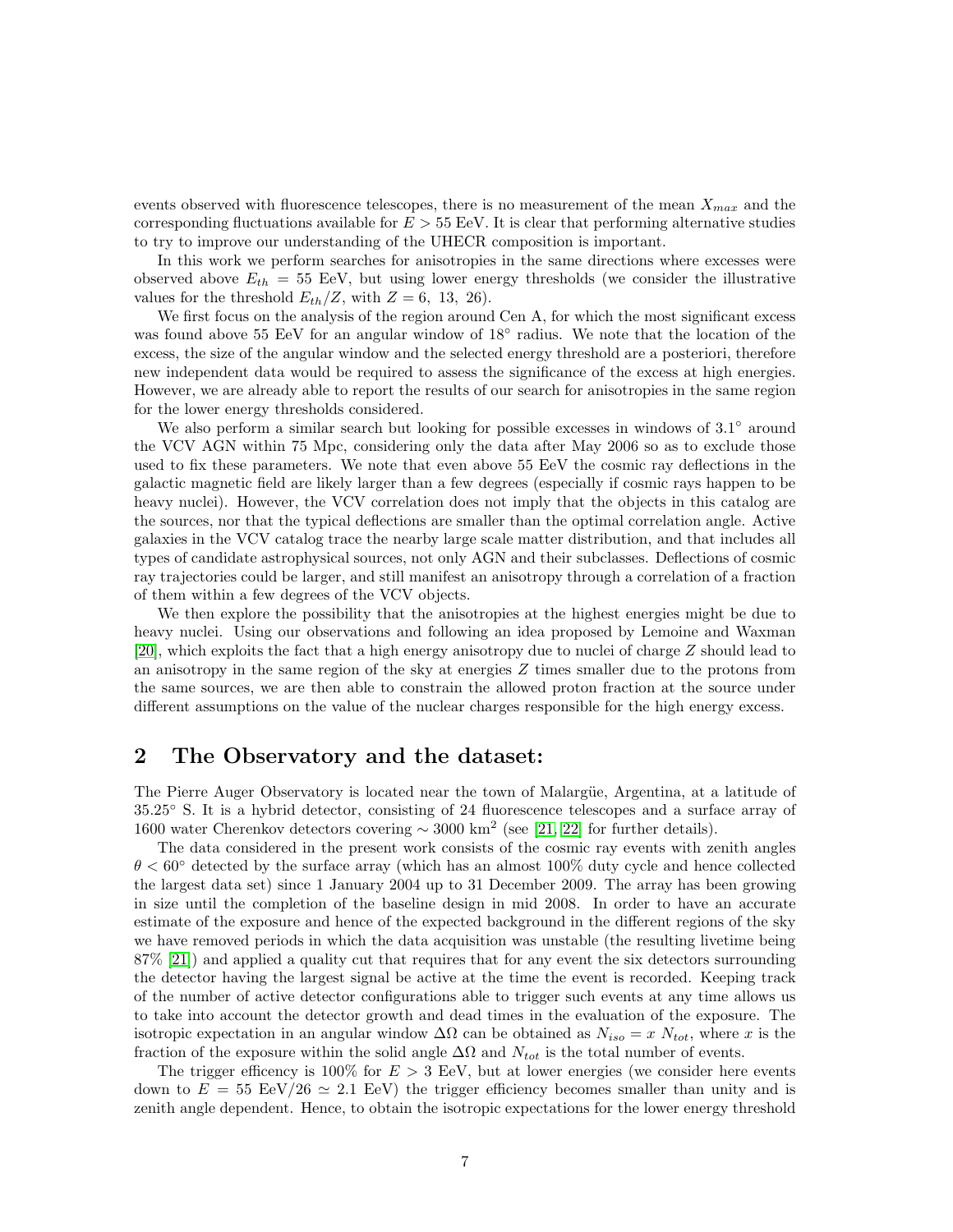events observed with fluorescence telescopes, there is no measurement of the mean $X_{max}$ and the corresponding fluctuations available for $E > 55$ EeV. It is clear that performing alternative studies to try to improve our understanding of the UHECR composition is important.

In this work we perform searches for anisotropies in the same directions where excesses were observed above $E_{th} = 55$ EeV, but using lower energy thresholds (we consider the illustrative values for the threshold $E_{th}/Z$, with $Z = 6,\ 13,\ 26$).

We first focus on the analysis of the region around Cen A, for which the most significant excess was found above 55 EeV for an angular window of 18° radius. We note that the location of the excess, the size of the angular window and the selected energy threshold are a posteriori, therefore new independent data would be required to assess the significance of the excess at high energies. However, we are already able to report the results of our search for anisotropies in the same region for the lower energy thresholds considered.

We also perform a similar search but looking for possible excesses in windows of 3.1° around the VCV AGN within 75 Mpc, considering only the data after May 2006 so as to exclude those used to fix these parameters. We note that even above 55 EeV the cosmic ray deflections in the galactic magnetic field are likely larger than a few degrees (especially if cosmic rays happen to be heavy nuclei). However, the VCV correlation does not imply that the objects in this catalog are the sources, nor that the typical deflections are smaller than the optimal correlation angle. Active galaxies in the VCV catalog trace the nearby large scale matter distribution, and that includes all types of candidate astrophysical sources, not only AGN and their subclasses. Deflections of cosmic ray trajectories could be larger, and still manifest an anisotropy through a correlation of a fraction of them within a few degrees of the VCV objects.

We then explore the possibility that the anisotropies at the highest energies might be due to heavy nuclei. Using our observations and following an idea proposed by Lemoine and Waxman [20], which exploits the fact that a high energy anisotropy due to nuclei of charge $Z$ should lead to an anisotropy in the same region of the sky at energies $Z$ times smaller due to the protons from the same sources, we are then able to constrain the allowed proton fraction at the source under different assumptions on the value of the nuclear charges responsible for the high energy excess.

## 2 The Observatory and the dataset:

The Pierre Auger Observatory is located near the town of Malargüe, Argentina, at a latitude of 35.25° S. It is a hybrid detector, consisting of 24 fluorescence telescopes and a surface array of 1600 water Cherenkov detectors covering $\sim 3000$ km$^2$ (see [21, 22] for further details).

The data considered in the present work consists of the cosmic ray events with zenith angles $\theta < 60°$ detected by the surface array (which has an almost 100% duty cycle and hence collected the largest data set) since 1 January 2004 up to 31 December 2009. The array has been growing in size until the completion of the baseline design in mid 2008. In order to have an accurate estimate of the exposure and hence of the expected background in the different regions of the sky we have removed periods in which the data acquisition was unstable (the resulting livetime being 87% [21]) and applied a quality cut that requires that for any event the six detectors surrounding the detector having the largest signal be active at the time the event is recorded. Keeping track of the number of active detector configurations able to trigger such events at any time allows us to take into account the detector growth and dead times in the evaluation of the exposure. The isotropic expectation in an angular window $\Delta\Omega$ can be obtained as $N_{iso} = x\ N_{tot}$, where $x$ is the fraction of the exposure within the solid angle $\Delta\Omega$ and $N_{tot}$ is the total number of events.

The trigger efficency is 100% for $E > 3$ EeV, but at lower energies (we consider here events down to $E = 55\ \text{EeV}/26 \simeq 2.1$ EeV) the trigger efficiency becomes smaller than unity and is zenith angle dependent. Hence, to obtain the isotropic expectations for the lower energy threshold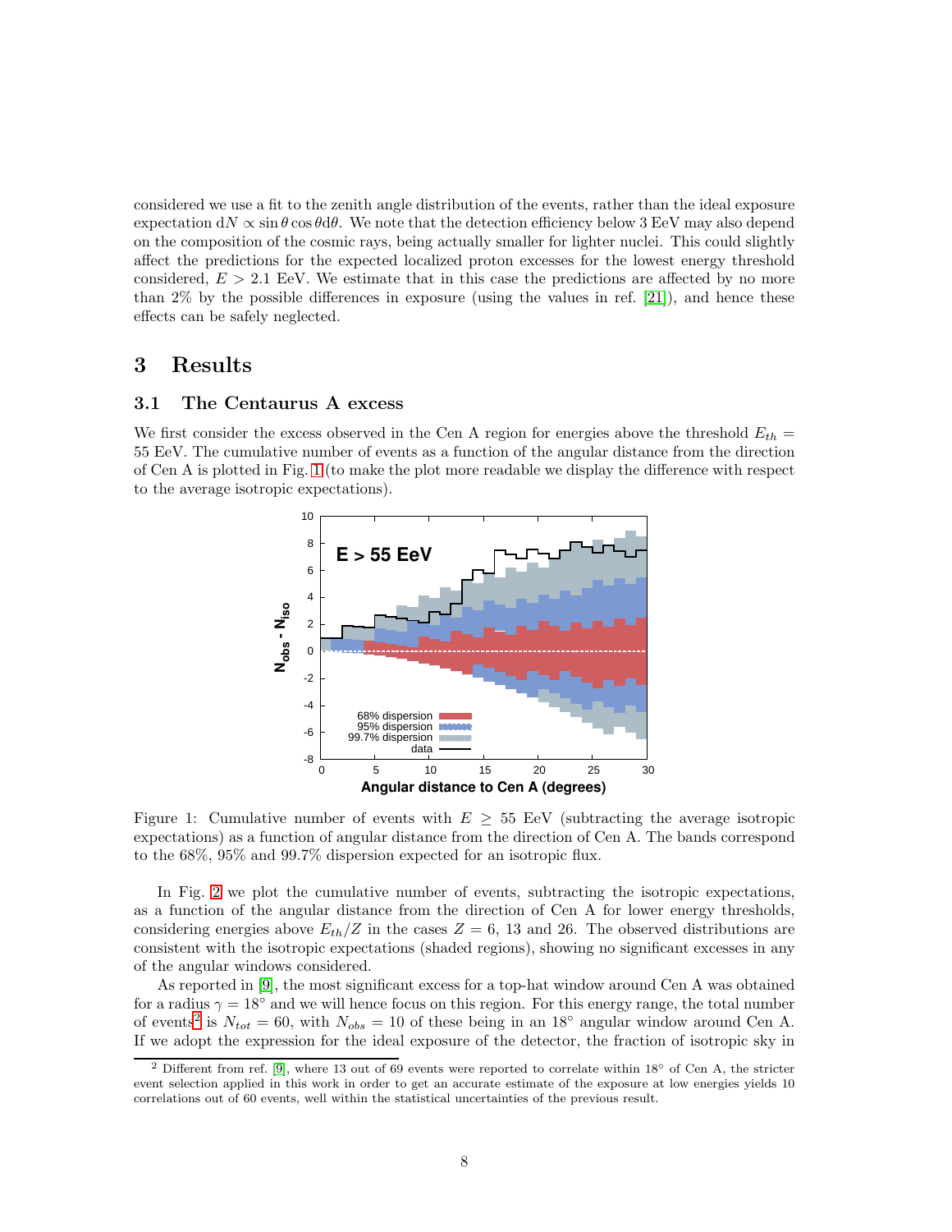considered we use a fit to the zenith angle distribution of the events, rather than the ideal exposure expectation $dN \propto \sin\theta \cos\theta d\theta$. We note that the detection efficiency below 3 EeV may also depend on the composition of the cosmic rays, being actually smaller for lighter nuclei. This could slightly affect the predictions for the expected localized proton excesses for the lowest energy threshold considered, $E > 2.1$ EeV. We estimate that in this case the predictions are affected by no more than 2% by the possible differences in exposure (using the values in ref. [21]), and hence these effects can be safely neglected.

# 3 Results

## 3.1 The Centaurus A excess

We first consider the excess observed in the Cen A region for energies above the threshold $E_{th} =$ 55 EeV. The cumulative number of events as a function of the angular distance from the direction of Cen A is plotted in Fig. 1 (to make the plot more readable we display the difference with respect to the average isotropic expectations).

Figure 1: Cumulative number of events with $E \geq 55$ EeV (subtracting the average isotropic expectations) as a function of angular distance from the direction of Cen A. The bands correspond to the 68%, 95% and 99.7% dispersion expected for an isotropic flux.

In Fig. 2 we plot the cumulative number of events, subtracting the isotropic expectations, as a function of the angular distance from the direction of Cen A for lower energy thresholds, considering energies above $E_{th}/Z$ in the cases $Z = 6$, 13 and 26. The observed distributions are consistent with the isotropic expectations (shaded regions), showing no significant excesses in any of the angular windows considered.

As reported in [9], the most significant excess for a top-hat window around Cen A was obtained for a radius $\gamma = 18°$ and we will hence focus on this region. For this energy range, the total number of events[2] is $N_{tot} = 60$, with $N_{obs} = 10$ of these being in an 18° angular window around Cen A. If we adopt the expression for the ideal exposure of the detector, the fraction of isotropic sky in

[2] Different from ref. [9], where 13 out of 69 events were reported to correlate within 18° of Cen A, the stricter event selection applied in this work in order to get an accurate estimate of the exposure at low energies yields 10 correlations out of 60 events, well within the statistical uncertainties of the previous result.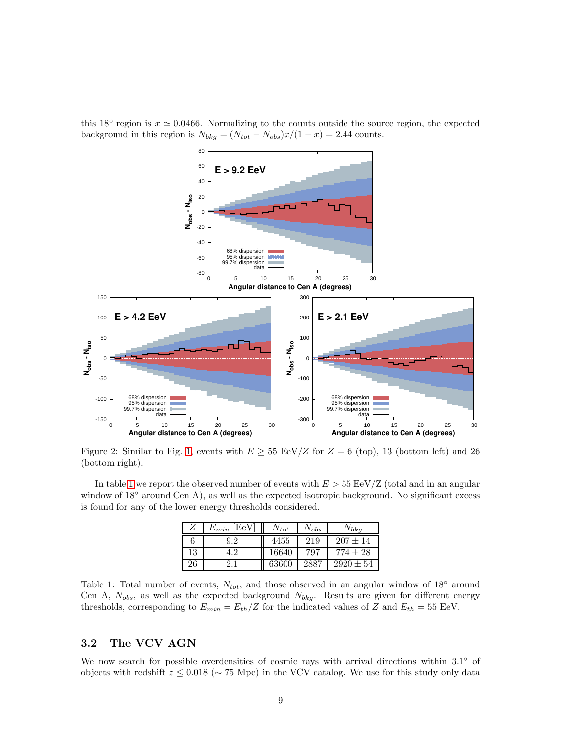this 18° region is $x \simeq 0.0466$. Normalizing to the counts outside the source region, the expected background in this region is $N_{bkg} = (N_{tot} - N_{obs})x/(1-x) = 2.44$ counts.

Figure 2: Similar to Fig. 1, events with $E \geq 55$ EeV/$Z$ for $Z = 6$ (top), 13 (bottom left) and 26 (bottom right).

In table 1 we report the observed number of events with $E > 55$ EeV/Z (total and in an angular window of 18° around Cen A), as well as the expected isotropic background. No significant excess is found for any of the lower energy thresholds considered.

| $Z$ | $E_{min}$ [EeV] | $N_{tot}$ | $N_{obs}$ | $N_{bkg}$ |
|---|---|---|---|---|
| 6 | 9.2 | 4455 | 219 | $207 \pm 14$ |
| 13 | 4.2 | 16640 | 797 | $774 \pm 28$ |
| 26 | 2.1 | 63600 | 2887 | $2920 \pm 54$ |

Table 1: Total number of events, $N_{tot}$, and those observed in an angular window of 18° around Cen A, $N_{obs}$, as well as the expected background $N_{bkg}$. Results are given for different energy thresholds, corresponding to $E_{min} = E_{th}/Z$ for the indicated values of $Z$ and $E_{th} = 55$ EeV.

### 3.2 The VCV AGN

We now search for possible overdensities of cosmic rays with arrival directions within 3.1° of objects with redshift $z \leq 0.018$ ($\sim 75$ Mpc) in the VCV catalog. We use for this study only data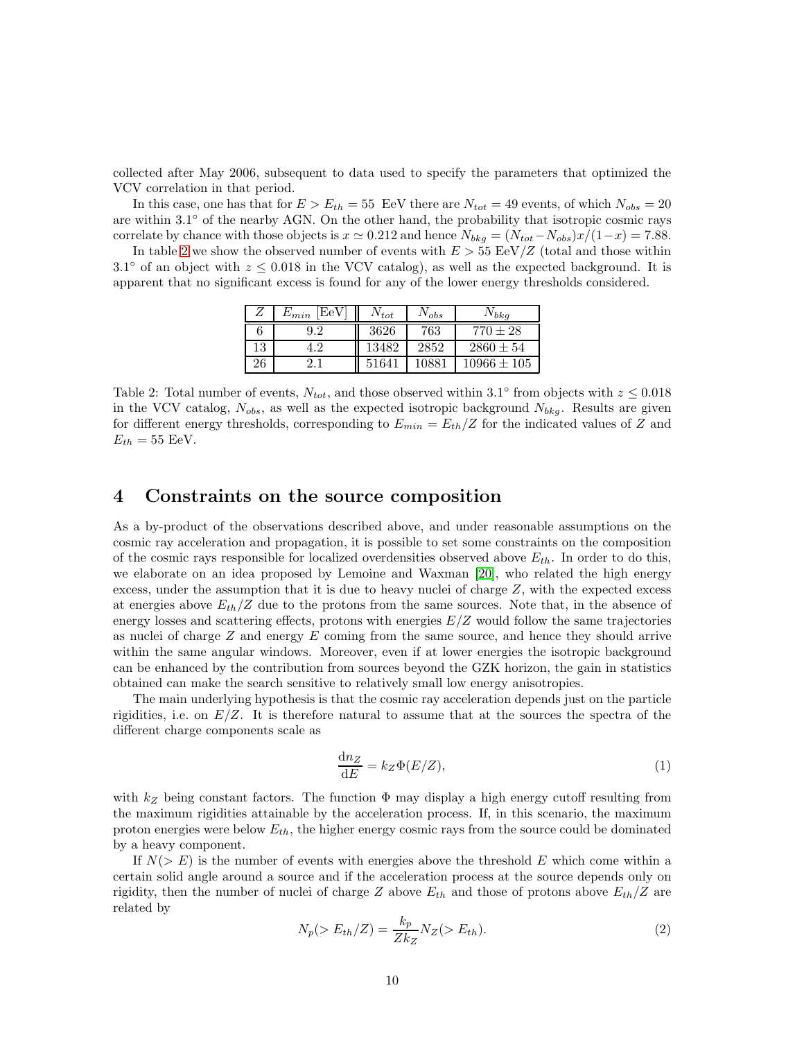collected after May 2006, subsequent to data used to specify the parameters that optimized the VCV correlation in that period.

In this case, one has that for $E > E_{th} = 55$ EeV there are $N_{tot} = 49$ events, of which $N_{obs} = 20$ are within 3.1° of the nearby AGN. On the other hand, the probability that isotropic cosmic rays correlate by chance with those objects is $x \simeq 0.212$ and hence $N_{bkg} = (N_{tot} - N_{obs})x/(1-x) = 7.88$.

In table 2 we show the observed number of events with $E > 55$ EeV/$Z$ (total and those within 3.1° of an object with $z \leq 0.018$ in the VCV catalog), as well as the expected background. It is apparent that no significant excess is found for any of the lower energy thresholds considered.

| $Z$ | $E_{min}$ [EeV] | $N_{tot}$ | $N_{obs}$ | $N_{bkg}$ |
|---|---|---|---|---|
| 6 | 9.2 | 3626 | 763 | $770 \pm 28$ |
| 13 | 4.2 | 13482 | 2852 | $2860 \pm 54$ |
| 26 | 2.1 | 51641 | 10881 | $10966 \pm 105$ |

Table 2: Total number of events, $N_{tot}$, and those observed within 3.1° from objects with $z \leq 0.018$ in the VCV catalog, $N_{obs}$, as well as the expected isotropic background $N_{bkg}$. Results are given for different energy thresholds, corresponding to $E_{min} = E_{th}/Z$ for the indicated values of $Z$ and $E_{th} = 55$ EeV.

## 4 Constraints on the source composition

As a by-product of the observations described above, and under reasonable assumptions on the cosmic ray acceleration and propagation, it is possible to set some constraints on the composition of the cosmic rays responsible for localized overdensities observed above $E_{th}$. In order to do this, we elaborate on an idea proposed by Lemoine and Waxman [20], who related the high energy excess, under the assumption that it is due to heavy nuclei of charge $Z$, with the expected excess at energies above $E_{th}/Z$ due to the protons from the same sources. Note that, in the absence of energy losses and scattering effects, protons with energies $E/Z$ would follow the same trajectories as nuclei of charge $Z$ and energy $E$ coming from the same source, and hence they should arrive within the same angular windows. Moreover, even if at lower energies the isotropic background can be enhanced by the contribution from sources beyond the GZK horizon, the gain in statistics obtained can make the search sensitive to relatively small low energy anisotropies.

The main underlying hypothesis is that the cosmic ray acceleration depends just on the particle rigidities, i.e. on $E/Z$. It is therefore natural to assume that at the sources the spectra of the different charge components scale as

$$\frac{\mathrm{d}n_Z}{\mathrm{d}E} = k_Z \Phi(E/Z), \tag{1}$$

with $k_Z$ being constant factors. The function $\Phi$ may display a high energy cutoff resulting from the maximum rigidities attainable by the acceleration process. If, in this scenario, the maximum proton energies were below $E_{th}$, the higher energy cosmic rays from the source could be dominated by a heavy component.

If $N(> E)$ is the number of events with energies above the threshold $E$ which come within a certain solid angle around a source and if the acceleration process at the source depends only on rigidity, then the number of nuclei of charge $Z$ above $E_{th}$ and those of protons above $E_{th}/Z$ are related by

$$N_p(> E_{th}/Z) = \frac{k_p}{Z k_Z} N_Z(> E_{th}). \tag{2}$$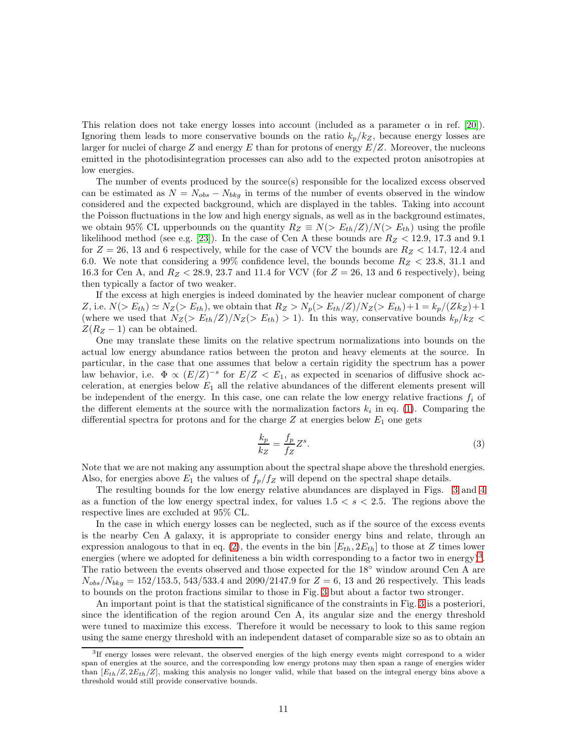This relation does not take energy losses into account (included as a parameter $\alpha$ in ref. [20]). Ignoring them leads to more conservative bounds on the ratio $k_p/k_Z$, because energy losses are larger for nuclei of charge $Z$ and energy $E$ than for protons of energy $E/Z$. Moreover, the nucleons emitted in the photodisintegration processes can also add to the expected proton anisotropies at low energies.

The number of events produced by the source(s) responsible for the localized excess observed can be estimated as $N = N_{obs} - N_{bkg}$ in terms of the number of events observed in the window considered and the expected background, which are displayed in the tables. Taking into account the Poisson fluctuations in the low and high energy signals, as well as in the background estimates, we obtain 95% CL upperbounds on the quantity $R_Z \equiv N(> E_{th}/Z)/N(> E_{th})$ using the profile likelihood method (see e.g. [23]). In the case of Cen A these bounds are $R_Z < 12.9$, 17.3 and 9.1 for $Z = 26$, 13 and 6 respectively, while for the case of VCV the bounds are $R_Z < 14.7$, 12.4 and 6.0. We note that considering a 99% confidence level, the bounds become $R_Z < 23.8$, 31.1 and 16.3 for Cen A, and $R_Z < 28.9$, 23.7 and 11.4 for VCV (for $Z = 26$, 13 and 6 respectively), being then typically a factor of two weaker.

If the excess at high energies is indeed dominated by the heavier nuclear component of charge $Z$, i.e. $N(> E_{th}) \simeq N_Z(> E_{th})$, we obtain that $R_Z > N_p(> E_{th}/Z)/N_Z(> E_{th})+1 = k_p/(Zk_Z)+1$ (where we used that $N_Z(> E_{th}/Z)/N_Z(> E_{th}) > 1$). In this way, conservative bounds $k_p/k_Z < Z(R_Z - 1)$ can be obtained.

One may translate these limits on the relative spectrum normalizations into bounds on the actual low energy abundance ratios between the proton and heavy elements at the source. In particular, in the case that one assumes that below a certain rigidity the spectrum has a power law behavior, i.e. $\Phi \propto (E/Z)^{-s}$ for $E/Z < E_1$, as expected in scenarios of diffusive shock acceleration, at energies below $E_1$ all the relative abundances of the different elements present will be independent of the energy. In this case, one can relate the low energy relative fractions $f_i$ of the different elements at the source with the normalization factors $k_i$ in eq. (1). Comparing the differential spectra for protons and for the charge $Z$ at energies below $E_1$ one gets

$$\frac{k_p}{k_Z} = \frac{f_p}{f_Z} Z^s. \tag{3}$$

Note that we are not making any assumption about the spectral shape above the threshold energies. Also, for energies above $E_1$ the values of $f_p/f_Z$ will depend on the spectral shape details.

The resulting bounds for the low energy relative abundances are displayed in Figs. 3 and 4 as a function of the low energy spectral index, for values $1.5 < s < 2.5$. The regions above the respective lines are excluded at 95% CL.

In the case in which energy losses can be neglected, such as if the source of the excess events is the nearby Cen A galaxy, it is appropriate to consider energy bins and relate, through an expression analogous to that in eq. (2), the events in the bin $[E_{th}, 2E_{th}]$ to those at $Z$ times lower energies (where we adopted for definiteness a bin width corresponding to a factor two in energy)[3]. The ratio between the events observed and those expected for the 18° window around Cen A are $N_{obs}/N_{bkg} = 152/153.5$, $543/533.4$ and $2090/2147.9$ for $Z = 6$, 13 and 26 respectively. This leads to bounds on the proton fractions similar to those in Fig. 3 but about a factor two stronger.

An important point is that the statistical significance of the constraints in Fig. 3 is a posteriori, since the identification of the region around Cen A, its angular size and the energy threshold were tuned to maximize this excess. Therefore it would be necessary to look to this same region using the same energy threshold with an independent dataset of comparable size so as to obtain an

[3] If energy losses were relevant, the observed energies of the high energy events might correspond to a wider span of energies at the source, and the corresponding low energy protons may then span a range of energies wider than $[E_{th}/Z, 2E_{th}/Z]$, making this analysis no longer valid, while that based on the integral energy bins above a threshold would still provide conservative bounds.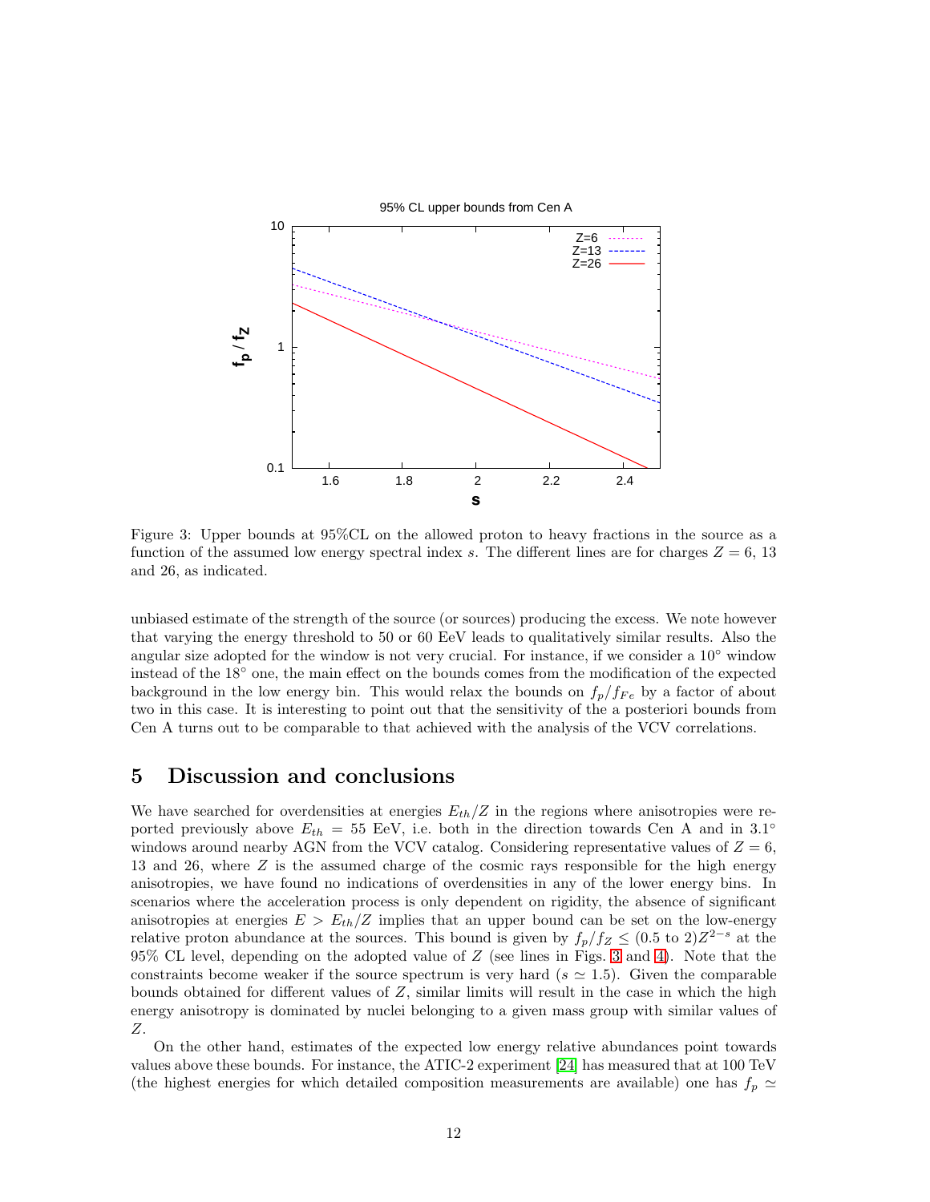Figure 3: Upper bounds at 95%CL on the allowed proton to heavy fractions in the source as a function of the assumed low energy spectral index $s$. The different lines are for charges $Z = 6$, 13 and 26, as indicated.

unbiased estimate of the strength of the source (or sources) producing the excess. We note however that varying the energy threshold to 50 or 60 EeV leads to qualitatively similar results. Also the angular size adopted for the window is not very crucial. For instance, if we consider a $10^\circ$ window instead of the $18^\circ$ one, the main effect on the bounds comes from the modification of the expected background in the low energy bin. This would relax the bounds on $f_p/f_{Fe}$ by a factor of about two in this case. It is interesting to point out that the sensitivity of the a posteriori bounds from Cen A turns out to be comparable to that achieved with the analysis of the VCV correlations.

## 5 Discussion and conclusions

We have searched for overdensities at energies $E_{th}/Z$ in the regions where anisotropies were reported previously above $E_{th} = 55$ EeV, i.e. both in the direction towards Cen A and in $3.1^\circ$ windows around nearby AGN from the VCV catalog. Considering representative values of $Z = 6$, 13 and 26, where $Z$ is the assumed charge of the cosmic rays responsible for the high energy anisotropies, we have found no indications of overdensities in any of the lower energy bins. In scenarios where the acceleration process is only dependent on rigidity, the absence of significant anisotropies at energies $E > E_{th}/Z$ implies that an upper bound can be set on the low-energy relative proton abundance at the sources. This bound is given by $f_p/f_Z \leq (0.5 \text{ to } 2) Z^{2-s}$ at the 95% CL level, depending on the adopted value of $Z$ (see lines in Figs. 3 and 4). Note that the constraints become weaker if the source spectrum is very hard ($s \simeq 1.5$). Given the comparable bounds obtained for different values of $Z$, similar limits will result in the case in which the high energy anisotropy is dominated by nuclei belonging to a given mass group with similar values of $Z$.

On the other hand, estimates of the expected low energy relative abundances point towards values above these bounds. For instance, the ATIC-2 experiment [24] has measured that at 100 TeV (the highest energies for which detailed composition measurements are available) one has $f_p \simeq$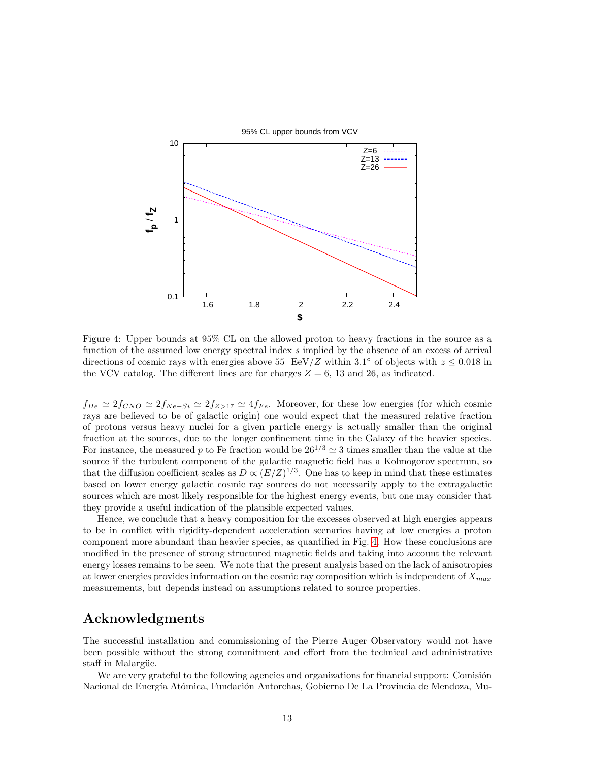Figure 4: Upper bounds at 95% CL on the allowed proton to heavy fractions in the source as a function of the assumed low energy spectral index $s$ implied by the absence of an excess of arrival directions of cosmic rays with energies above 55 EeV/$Z$ within 3.1° of objects with $z \leq 0.018$ in the VCV catalog. The different lines are for charges $Z = 6$, 13 and 26, as indicated.

$f_{He} \simeq 2f_{CNO} \simeq 2f_{Ne-Si} \simeq 2f_{Z>17} \simeq 4f_{Fe}$. Moreover, for these low energies (for which cosmic rays are believed to be of galactic origin) one would expect that the measured relative fraction of protons versus heavy nuclei for a given particle energy is actually smaller than the original fraction at the sources, due to the longer confinement time in the Galaxy of the heavier species. For instance, the measured $p$ to Fe fraction would be $26^{1/3} \simeq 3$ times smaller than the value at the source if the turbulent component of the galactic magnetic field has a Kolmogorov spectrum, so that the diffusion coefficient scales as $D \propto (E/Z)^{1/3}$. One has to keep in mind that these estimates based on lower energy galactic cosmic ray sources do not necessarily apply to the extragalactic sources which are most likely responsible for the highest energy events, but one may consider that they provide a useful indication of the plausible expected values.

Hence, we conclude that a heavy composition for the excesses observed at high energies appears to be in conflict with rigidity-dependent acceleration scenarios having at low energies a proton component more abundant than heavier species, as quantified in Fig. 4. How these conclusions are modified in the presence of strong structured magnetic fields and taking into account the relevant energy losses remains to be seen. We note that the present analysis based on the lack of anisotropies at lower energies provides information on the cosmic ray composition which is independent of $X_{max}$ measurements, but depends instead on assumptions related to source properties.

## Acknowledgments

The successful installation and commissioning of the Pierre Auger Observatory would not have been possible without the strong commitment and effort from the technical and administrative staff in Malargüe.

We are very grateful to the following agencies and organizations for financial support: Comisión Nacional de Energía Atómica, Fundación Antorchas, Gobierno De La Provincia de Mendoza, Mu-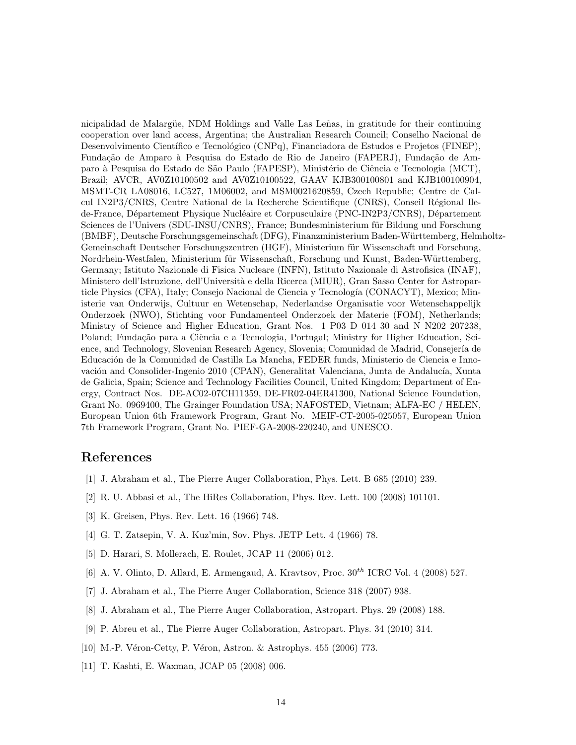nicipalidad de Malargüe, NDM Holdings and Valle Las Leñas, in gratitude for their continuing cooperation over land access, Argentina; the Australian Research Council; Conselho Nacional de Desenvolvimento Científico e Tecnológico (CNPq), Financiadora de Estudos e Projetos (FINEP), Fundação de Amparo à Pesquisa do Estado de Rio de Janeiro (FAPERJ), Fundação de Amparo à Pesquisa do Estado de São Paulo (FAPESP), Ministério de Ciência e Tecnologia (MCT), Brazil; AVCR, AV0Z10100502 and AV0Z10100522, GAAV KJB300100801 and KJB100100904, MSMT-CR LA08016, LC527, 1M06002, and MSM0021620859, Czech Republic; Centre de Calcul IN2P3/CNRS, Centre National de la Recherche Scientifique (CNRS), Conseil Régional Ile-de-France, Département Physique Nucléaire et Corpusculaire (PNC-IN2P3/CNRS), Département Sciences de l'Univers (SDU-INSU/CNRS), France; Bundesministerium für Bildung und Forschung (BMBF), Deutsche Forschungsgemeinschaft (DFG), Finanzministerium Baden-Württemberg, Helmholtz-Gemeinschaft Deutscher Forschungszentren (HGF), Ministerium für Wissenschaft und Forschung, Nordrhein-Westfalen, Ministerium für Wissenschaft, Forschung und Kunst, Baden-Württemberg, Germany; Istituto Nazionale di Fisica Nucleare (INFN), Istituto Nazionale di Astrofisica (INAF), Ministero dell'Istruzione, dell'Università e della Ricerca (MIUR), Gran Sasso Center for Astroparticle Physics (CFA), Italy; Consejo Nacional de Ciencia y Tecnología (CONACYT), Mexico; Ministerie van Onderwijs, Cultuur en Wetenschap, Nederlandse Organisatie voor Wetenschappelijk Onderzoek (NWO), Stichting voor Fundamenteel Onderzoek der Materie (FOM), Netherlands; Ministry of Science and Higher Education, Grant Nos. 1 P03 D 014 30 and N N202 207238, Poland; Fundação para a Ciência e a Tecnologia, Portugal; Ministry for Higher Education, Science, and Technology, Slovenian Research Agency, Slovenia; Comunidad de Madrid, Consejería de Educación de la Comunidad de Castilla La Mancha, FEDER funds, Ministerio de Ciencia e Innovación and Consolider-Ingenio 2010 (CPAN), Generalitat Valenciana, Junta de Andalucía, Xunta de Galicia, Spain; Science and Technology Facilities Council, United Kingdom; Department of Energy, Contract Nos. DE-AC02-07CH11359, DE-FR02-04ER41300, National Science Foundation, Grant No. 0969400, The Grainger Foundation USA; NAFOSTED, Vietnam; ALFA-EC / HELEN, European Union 6th Framework Program, Grant No. MEIF-CT-2005-025057, European Union 7th Framework Program, Grant No. PIEF-GA-2008-220240, and UNESCO.

# References

[1] J. Abraham et al., The Pierre Auger Collaboration, Phys. Lett. B 685 (2010) 239.

[2] R. U. Abbasi et al., The HiRes Collaboration, Phys. Rev. Lett. 100 (2008) 101101.

[3] K. Greisen, Phys. Rev. Lett. 16 (1966) 748.

[4] G. T. Zatsepin, V. A. Kuz'min, Sov. Phys. JETP Lett. 4 (1966) 78.

[5] D. Harari, S. Mollerach, E. Roulet, JCAP 11 (2006) 012.

[6] A. V. Olinto, D. Allard, E. Armengaud, A. Kravtsov, Proc. $30^{th}$ ICRC Vol. 4 (2008) 527.

[7] J. Abraham et al., The Pierre Auger Collaboration, Science 318 (2007) 938.

[8] J. Abraham et al., The Pierre Auger Collaboration, Astropart. Phys. 29 (2008) 188.

[9] P. Abreu et al., The Pierre Auger Collaboration, Astropart. Phys. 34 (2010) 314.

[10] M.-P. Véron-Cetty, P. Véron, Astron. & Astrophys. 455 (2006) 773.

[11] T. Kashti, E. Waxman, JCAP 05 (2008) 006.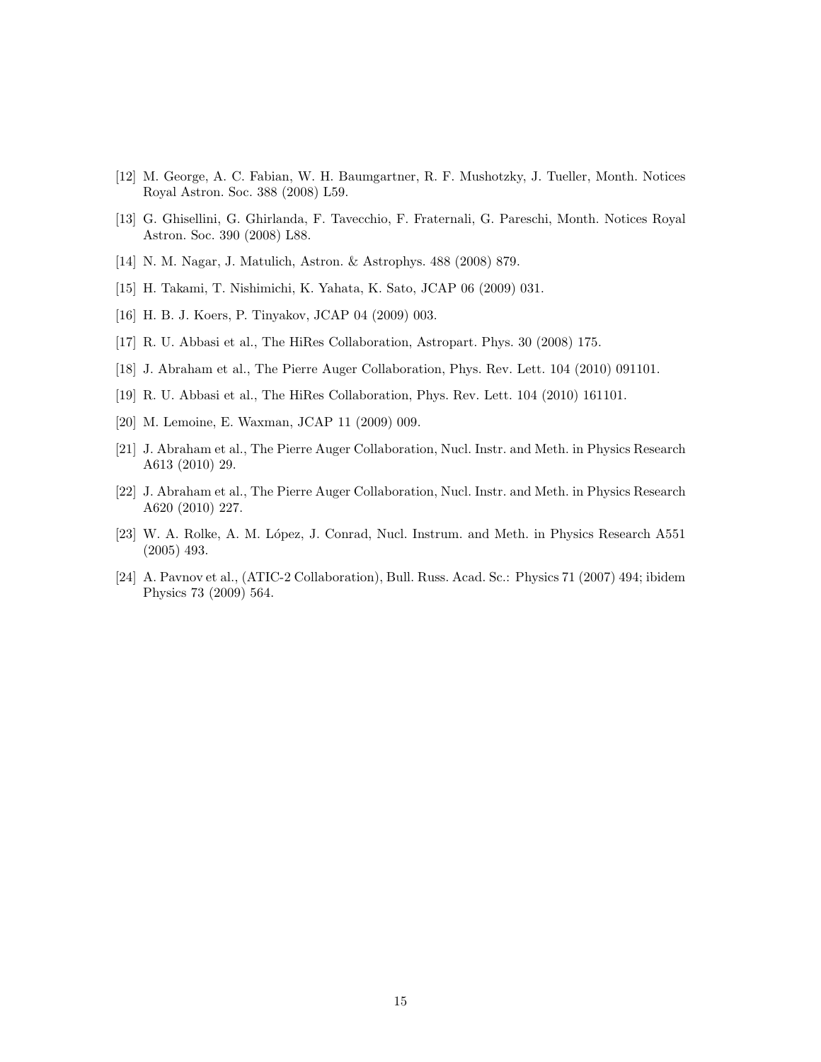[12] M. George, A. C. Fabian, W. H. Baumgartner, R. F. Mushotzky, J. Tueller, Month. Notices Royal Astron. Soc. 388 (2008) L59.

[13] G. Ghisellini, G. Ghirlanda, F. Tavecchio, F. Fraternali, G. Pareschi, Month. Notices Royal Astron. Soc. 390 (2008) L88.

[14] N. M. Nagar, J. Matulich, Astron. & Astrophys. 488 (2008) 879.

[15] H. Takami, T. Nishimichi, K. Yahata, K. Sato, JCAP 06 (2009) 031.

[16] H. B. J. Koers, P. Tinyakov, JCAP 04 (2009) 003.

[17] R. U. Abbasi et al., The HiRes Collaboration, Astropart. Phys. 30 (2008) 175.

[18] J. Abraham et al., The Pierre Auger Collaboration, Phys. Rev. Lett. 104 (2010) 091101.

[19] R. U. Abbasi et al., The HiRes Collaboration, Phys. Rev. Lett. 104 (2010) 161101.

[20] M. Lemoine, E. Waxman, JCAP 11 (2009) 009.

[21] J. Abraham et al., The Pierre Auger Collaboration, Nucl. Instr. and Meth. in Physics Research A613 (2010) 29.

[22] J. Abraham et al., The Pierre Auger Collaboration, Nucl. Instr. and Meth. in Physics Research A620 (2010) 227.

[23] W. A. Rolke, A. M. López, J. Conrad, Nucl. Instrum. and Meth. in Physics Research A551 (2005) 493.

[24] A. Pavnov et al., (ATIC-2 Collaboration), Bull. Russ. Acad. Sc.: Physics 71 (2007) 494; ibidem Physics 73 (2009) 564.